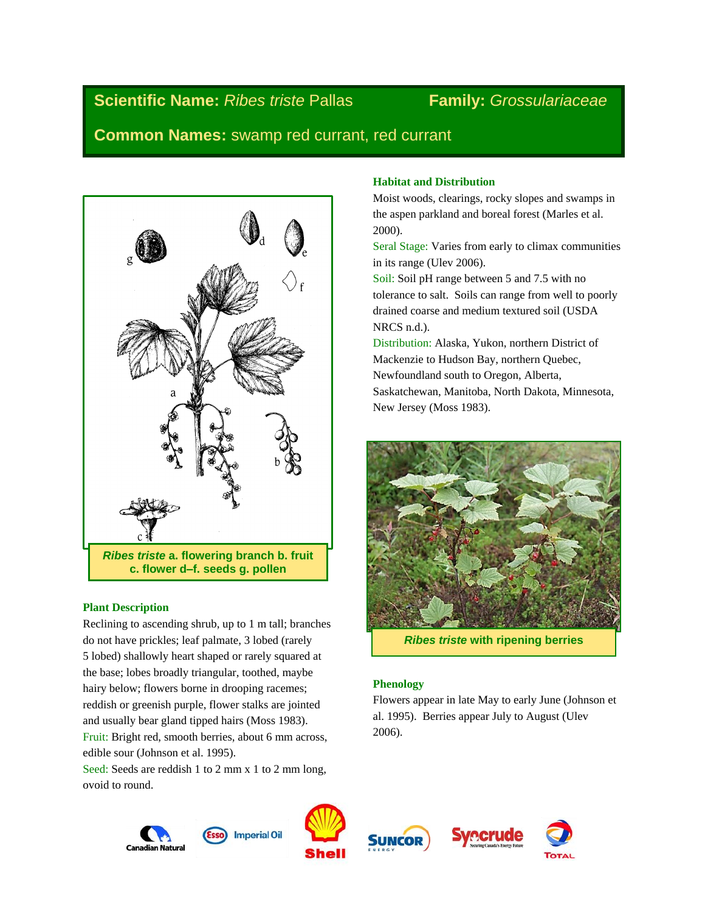**Scientific Name:** *Ribes triste* Pallas **Family:** *Grossulariaceae*

**Common Names:** swamp red currant, red currant

*Ribes triste* a. flowering branch b. fruit c. flower d–f. seeds g. pollen

### Plant Description

Reclining to ascending shrub, up to 1 m tall; branches do not have prickles; leaf palmate, 3 lobed (rarely 5 lobed) shallowly heart shaped or rarely squared at the base; lobes broadly triangular, toothed, maybe hairy below; flowers borne in drooping racemes; reddish or greenish purple, flower stalks are jointed and usually bear gland tipped hairs (Moss 1983).

Fruit: Bright red, smooth berries, about 6 mm across, edible sour (Johnson et al. 1995).

Seed: Seeds are reddish 1 to 2 mm x 1 to 2 mm long, ovoid to round.

### Habitat and Distribution

Moist woods, clearings, rocky slopes and swamps in the aspen parkland and boreal forest (Marles et al. 2000).

Seral Stage: Varies from early to climax communities in its range (Ulev 2006).

Soil: Soil pH range between 5 and 7.5 with no tolerance to salt. Soils can range from well to poorly drained coarse and medium textured soil (USDA NRCS n.d.).

Distribution: Alaska, Yukon, northern District of Mackenzie to Hudson Bay, northern Quebec, Newfoundland south to Oregon, Alberta, Saskatchewan, Manitoba, North Dakota, Minnesota, New Jersey (Moss 1983).

*Ribes triste* with ripening berries

### Phenology

Flowers appear in late May to early June (Johnson et al. 1995). Berries appear July to August (Ulev 2006).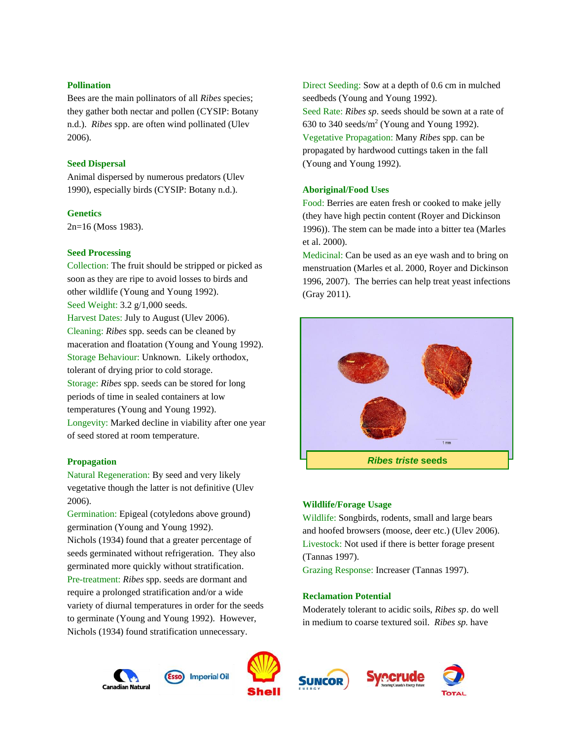### Pollination

Bees are the main pollinators of all *Ribes* species; they gather both nectar and pollen (CYSIP: Botany n.d.). *Ribes* spp. are often wind pollinated (Ulev 2006).

### Seed Dispersal

Animal dispersed by numerous predators (Ulev 1990), especially birds (CYSIP: Botany n.d.).

### Genetics

2n=16 (Moss 1983).

### Seed Processing

Collection: The fruit should be stripped or picked as soon as they are ripe to avoid losses to birds and other wildlife (Young and Young 1992).
Seed Weight: 3.2 g/1,000 seeds.
Harvest Dates: July to August (Ulev 2006).
Cleaning: *Ribes* spp. seeds can be cleaned by maceration and floatation (Young and Young 1992).
Storage Behaviour: Unknown. Likely orthodox, tolerant of drying prior to cold storage.
Storage: *Ribes* spp. seeds can be stored for long periods of time in sealed containers at low temperatures (Young and Young 1992).
Longevity: Marked decline in viability after one year of seed stored at room temperature.

### Propagation

Natural Regeneration: By seed and very likely vegetative though the latter is not definitive (Ulev 2006).
Germination: Epigeal (cotyledons above ground) germination (Young and Young 1992).
Nichols (1934) found that a greater percentage of seeds germinated without refrigeration. They also germinated more quickly without stratification.
Pre-treatment: *Ribes* spp. seeds are dormant and require a prolonged stratification and/or a wide variety of diurnal temperatures in order for the seeds to germinate (Young and Young 1992). However, Nichols (1934) found stratification unnecessary.
Direct Seeding: Sow at a depth of 0.6 cm in mulched seedbeds (Young and Young 1992).
Seed Rate: *Ribes sp*. seeds should be sown at a rate of 630 to 340 seeds/m$^2$ (Young and Young 1992).
Vegetative Propagation: Many *Ribes* spp. can be propagated by hardwood cuttings taken in the fall (Young and Young 1992).

### Aboriginal/Food Uses

Food: Berries are eaten fresh or cooked to make jelly (they have high pectin content (Royer and Dickinson 1996)). The stem can be made into a bitter tea (Marles et al. 2000).
Medicinal: Can be used as an eye wash and to bring on menstruation (Marles et al. 2000, Royer and Dickinson 1996, 2007). The berries can help treat yeast infections (Gray 2011).

***Ribes triste* seeds**

### Wildlife/Forage Usage

Wildlife: Songbirds, rodents, small and large bears and hoofed browsers (moose, deer etc.) (Ulev 2006).
Livestock: Not used if there is better forage present (Tannas 1997).
Grazing Response: Increaser (Tannas 1997).

### Reclamation Potential

Moderately tolerant to acidic soils, *Ribes sp*. do well in medium to coarse textured soil. *Ribes sp.* have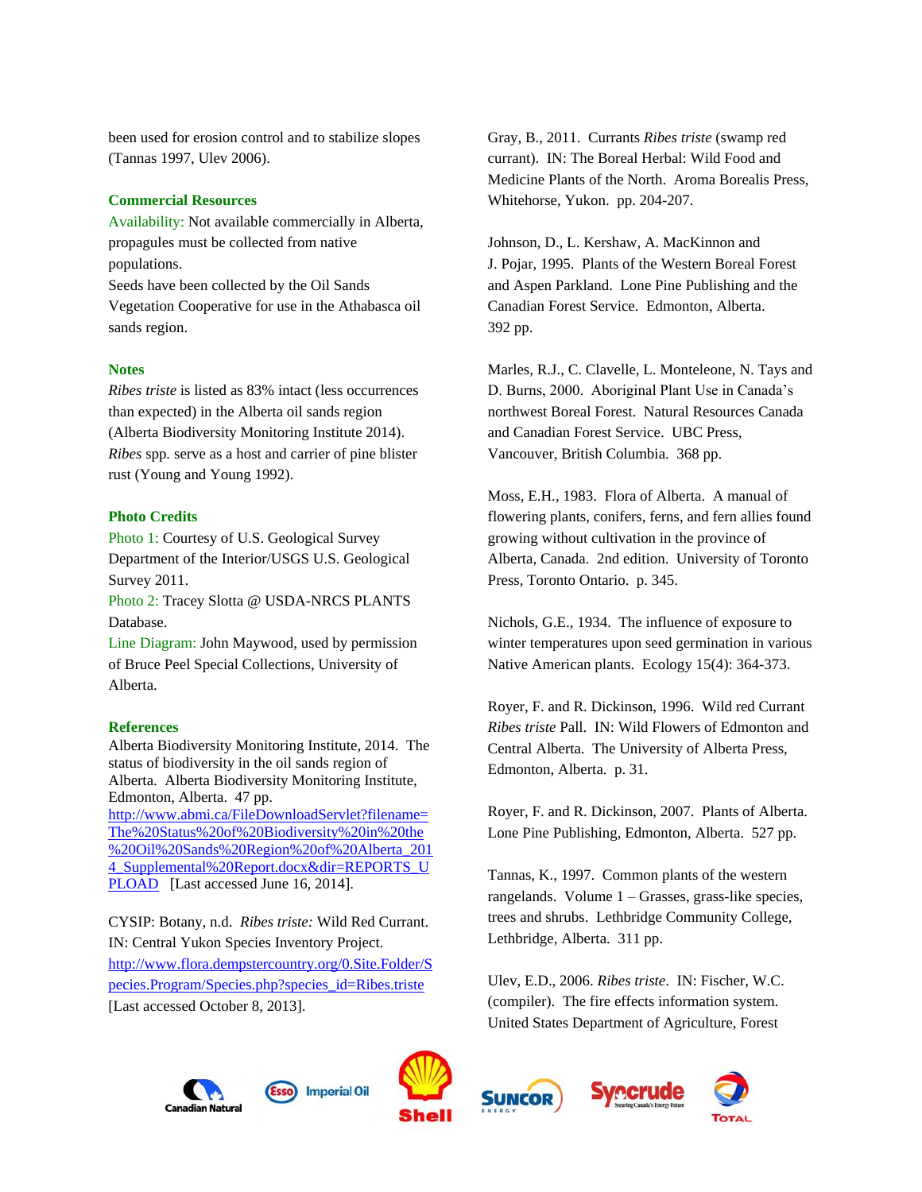been used for erosion control and to stabilize slopes (Tannas 1997, Ulev 2006).

### Commercial Resources

Availability: Not available commercially in Alberta, propagules must be collected from native populations.
Seeds have been collected by the Oil Sands Vegetation Cooperative for use in the Athabasca oil sands region.

### Notes

*Ribes triste* is listed as 83% intact (less occurrences than expected) in the Alberta oil sands region (Alberta Biodiversity Monitoring Institute 2014).
*Ribes* spp. serve as a host and carrier of pine blister rust (Young and Young 1992).

### Photo Credits

Photo 1: Courtesy of U.S. Geological Survey Department of the Interior/USGS U.S. Geological Survey 2011.
Photo 2: Tracey Slotta @ USDA-NRCS PLANTS Database.
Line Diagram: John Maywood, used by permission of Bruce Peel Special Collections, University of Alberta.

### References

Alberta Biodiversity Monitoring Institute, 2014. The status of biodiversity in the oil sands region of Alberta. Alberta Biodiversity Monitoring Institute, Edmonton, Alberta. 47 pp. http://www.abmi.ca/FileDownloadServlet?filename=The%20Status%20of%20Biodiversity%20in%20the%20Oil%20Sands%20Region%20of%20Alberta_2014_Supplemental%20Report.docx&dir=REPORTS_UPLOAD [Last accessed June 16, 2014].

CYSIP: Botany, n.d. *Ribes triste:* Wild Red Currant. IN: Central Yukon Species Inventory Project. http://www.flora.dempstercountry.org/0.Site.Folder/Species.Program/Species.php?species_id=Ribes.triste [Last accessed October 8, 2013].

Gray, B., 2011. Currants *Ribes triste* (swamp red currant). IN: The Boreal Herbal: Wild Food and Medicine Plants of the North. Aroma Borealis Press, Whitehorse, Yukon. pp. 204-207.

Johnson, D., L. Kershaw, A. MacKinnon and J. Pojar, 1995. Plants of the Western Boreal Forest and Aspen Parkland. Lone Pine Publishing and the Canadian Forest Service. Edmonton, Alberta. 392 pp.

Marles, R.J., C. Clavelle, L. Monteleone, N. Tays and D. Burns, 2000. Aboriginal Plant Use in Canada's northwest Boreal Forest. Natural Resources Canada and Canadian Forest Service. UBC Press, Vancouver, British Columbia. 368 pp.

Moss, E.H., 1983. Flora of Alberta. A manual of flowering plants, conifers, ferns, and fern allies found growing without cultivation in the province of Alberta, Canada. 2nd edition. University of Toronto Press, Toronto Ontario. p. 345.

Nichols, G.E., 1934. The influence of exposure to winter temperatures upon seed germination in various Native American plants. Ecology 15(4): 364-373.

Royer, F. and R. Dickinson, 1996. Wild red Currant *Ribes triste* Pall. IN: Wild Flowers of Edmonton and Central Alberta. The University of Alberta Press, Edmonton, Alberta. p. 31.

Royer, F. and R. Dickinson, 2007. Plants of Alberta. Lone Pine Publishing, Edmonton, Alberta. 527 pp.

Tannas, K., 1997. Common plants of the western rangelands. Volume 1 – Grasses, grass-like species, trees and shrubs. Lethbridge Community College, Lethbridge, Alberta. 311 pp.

Ulev, E.D., 2006. *Ribes triste*. IN: Fischer, W.C. (compiler). The fire effects information system. United States Department of Agriculture, Forest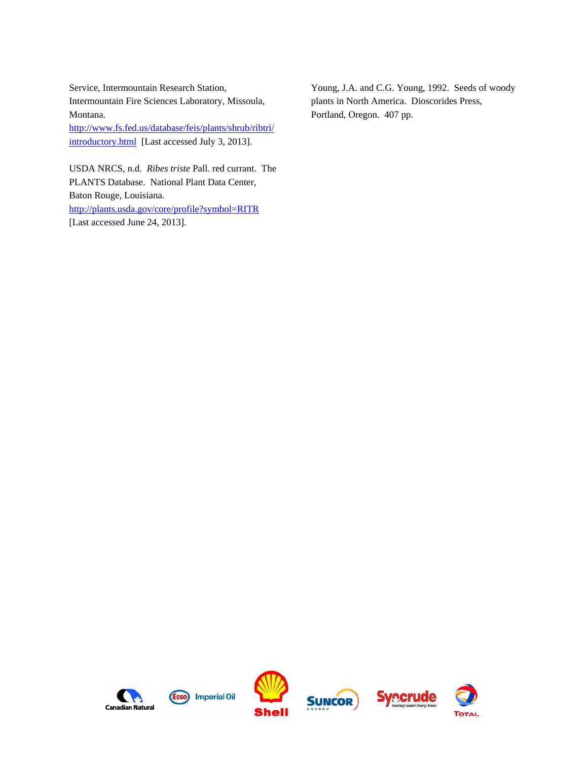Service, Intermountain Research Station, Intermountain Fire Sciences Laboratory, Missoula, Montana. http://www.fs.fed.us/database/feis/plants/shrub/ribtri/introductory.html [Last accessed July 3, 2013].

USDA NRCS, n.d. *Ribes triste* Pall. red currant. The PLANTS Database. National Plant Data Center, Baton Rouge, Louisiana. http://plants.usda.gov/core/profile?symbol=RITR [Last accessed June 24, 2013].

Young, J.A. and C.G. Young, 1992. Seeds of woody plants in North America. Dioscorides Press, Portland, Oregon. 407 pp.